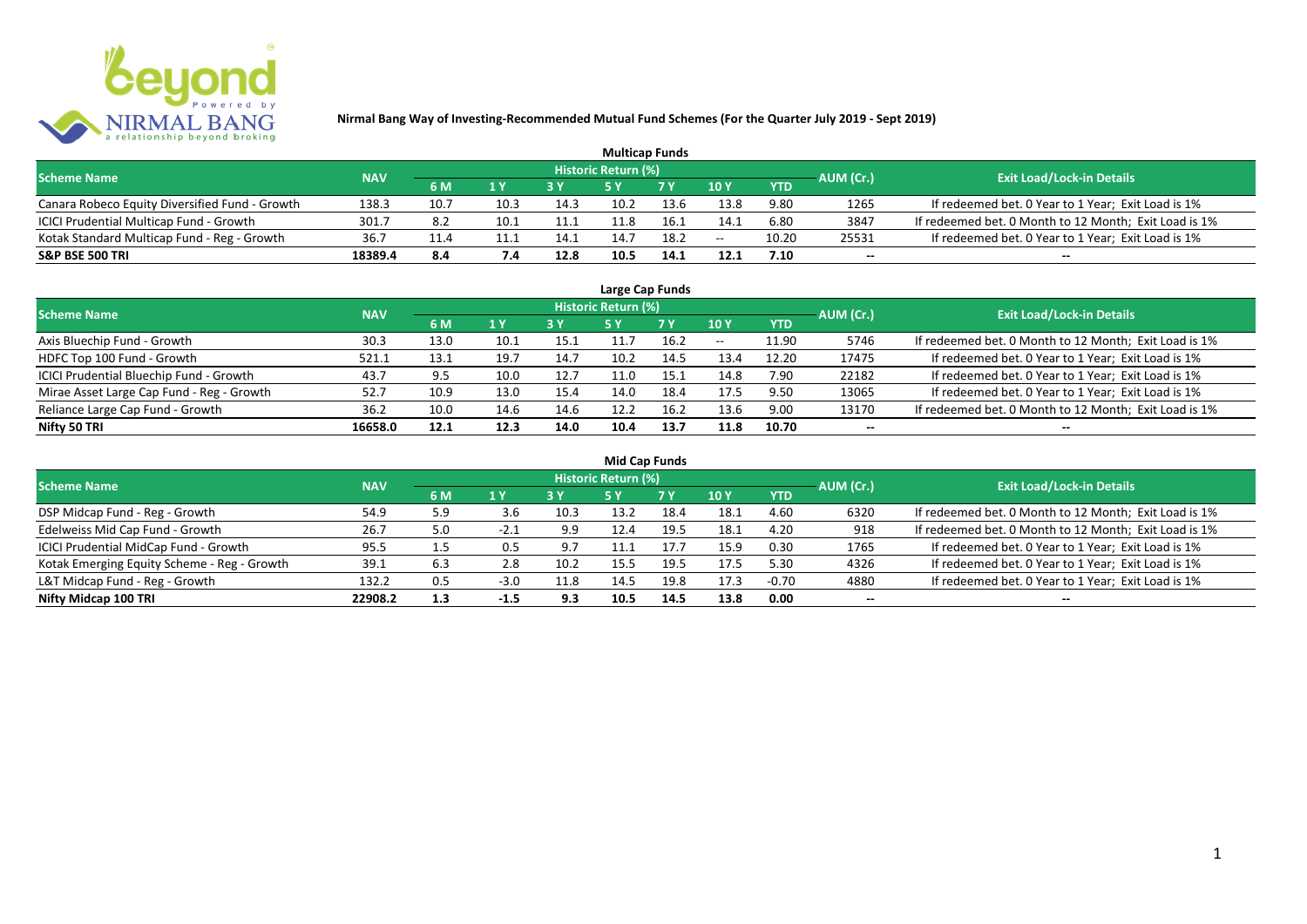# Nirmal Bang Way of Investing-Recommended Mutual Fund Schemes (For the Quarter July 2019 - Sept 2019)

## Multicap Funds

| Scheme Name | NAV | Historic Return (%) | | | | | | | AUM (Cr.) | Exit Load/Lock-in Details |
|---|---|---|---|---|---|---|---|---|---|---|
| | | 6 M | 1 Y | 3 Y | 5 Y | 7 Y | 10 Y | YTD | | |
| Canara Robeco Equity Diversified Fund - Growth | 138.3 | 10.7 | 10.3 | 14.3 | 10.2 | 13.6 | 13.8 | 9.80 | 1265 | If redeemed bet. 0 Year to 1 Year; Exit Load is 1% |
| ICICI Prudential Multicap Fund - Growth | 301.7 | 8.2 | 10.1 | 11.1 | 11.8 | 16.1 | 14.1 | 6.80 | 3847 | If redeemed bet. 0 Month to 12 Month; Exit Load is 1% |
| Kotak Standard Multicap Fund - Reg - Growth | 36.7 | 11.4 | 11.1 | 14.1 | 14.7 | 18.2 | -- | 10.20 | 25531 | If redeemed bet. 0 Year to 1 Year; Exit Load is 1% |
| **S&P BSE 500 TRI** | **18389.4** | **8.4** | **7.4** | **12.8** | **10.5** | **14.1** | **12.1** | **7.10** | **--** | **--** |

## Large Cap Funds

| Scheme Name | NAV | Historic Return (%) | | | | | | | AUM (Cr.) | Exit Load/Lock-in Details |
|---|---|---|---|---|---|---|---|---|---|---|
| | | 6 M | 1 Y | 3 Y | 5 Y | 7 Y | 10 Y | YTD | | |
| Axis Bluechip Fund - Growth | 30.3 | 13.0 | 10.1 | 15.1 | 11.7 | 16.2 | -- | 11.90 | 5746 | If redeemed bet. 0 Month to 12 Month; Exit Load is 1% |
| HDFC Top 100 Fund - Growth | 521.1 | 13.1 | 19.7 | 14.7 | 10.2 | 14.5 | 13.4 | 12.20 | 17475 | If redeemed bet. 0 Year to 1 Year; Exit Load is 1% |
| ICICI Prudential Bluechip Fund - Growth | 43.7 | 9.5 | 10.0 | 12.7 | 11.0 | 15.1 | 14.8 | 7.90 | 22182 | If redeemed bet. 0 Year to 1 Year; Exit Load is 1% |
| Mirae Asset Large Cap Fund - Reg - Growth | 52.7 | 10.9 | 13.0 | 15.4 | 14.0 | 18.4 | 17.5 | 9.50 | 13065 | If redeemed bet. 0 Year to 1 Year; Exit Load is 1% |
| Reliance Large Cap Fund - Growth | 36.2 | 10.0 | 14.6 | 14.6 | 12.2 | 16.2 | 13.6 | 9.00 | 13170 | If redeemed bet. 0 Month to 12 Month; Exit Load is 1% |
| **Nifty 50 TRI** | **16658.0** | **12.1** | **12.3** | **14.0** | **10.4** | **13.7** | **11.8** | **10.70** | **--** | **--** |

## Mid Cap Funds

| Scheme Name | NAV | Historic Return (%) | | | | | | | AUM (Cr.) | Exit Load/Lock-in Details |
|---|---|---|---|---|---|---|---|---|---|---|
| | | 6 M | 1 Y | 3 Y | 5 Y | 7 Y | 10 Y | YTD | | |
| DSP Midcap Fund - Reg - Growth | 54.9 | 5.9 | 3.6 | 10.3 | 13.2 | 18.4 | 18.1 | 4.60 | 6320 | If redeemed bet. 0 Month to 12 Month; Exit Load is 1% |
| Edelweiss Mid Cap Fund - Growth | 26.7 | 5.0 | -2.1 | 9.9 | 12.4 | 19.5 | 18.1 | 4.20 | 918 | If redeemed bet. 0 Month to 12 Month; Exit Load is 1% |
| ICICI Prudential MidCap Fund - Growth | 95.5 | 1.5 | 0.5 | 9.7 | 11.1 | 17.7 | 15.9 | 0.30 | 1765 | If redeemed bet. 0 Year to 1 Year; Exit Load is 1% |
| Kotak Emerging Equity Scheme - Reg - Growth | 39.1 | 6.3 | 2.8 | 10.2 | 15.5 | 19.5 | 17.5 | 5.30 | 4326 | If redeemed bet. 0 Year to 1 Year; Exit Load is 1% |
| L&T Midcap Fund - Reg - Growth | 132.2 | 0.5 | -3.0 | 11.8 | 14.5 | 19.8 | 17.3 | -0.70 | 4880 | If redeemed bet. 0 Year to 1 Year; Exit Load is 1% |
| **Nifty Midcap 100 TRI** | **22908.2** | **1.3** | **-1.5** | **9.3** | **10.5** | **14.5** | **13.8** | **0.00** | **--** | **--** |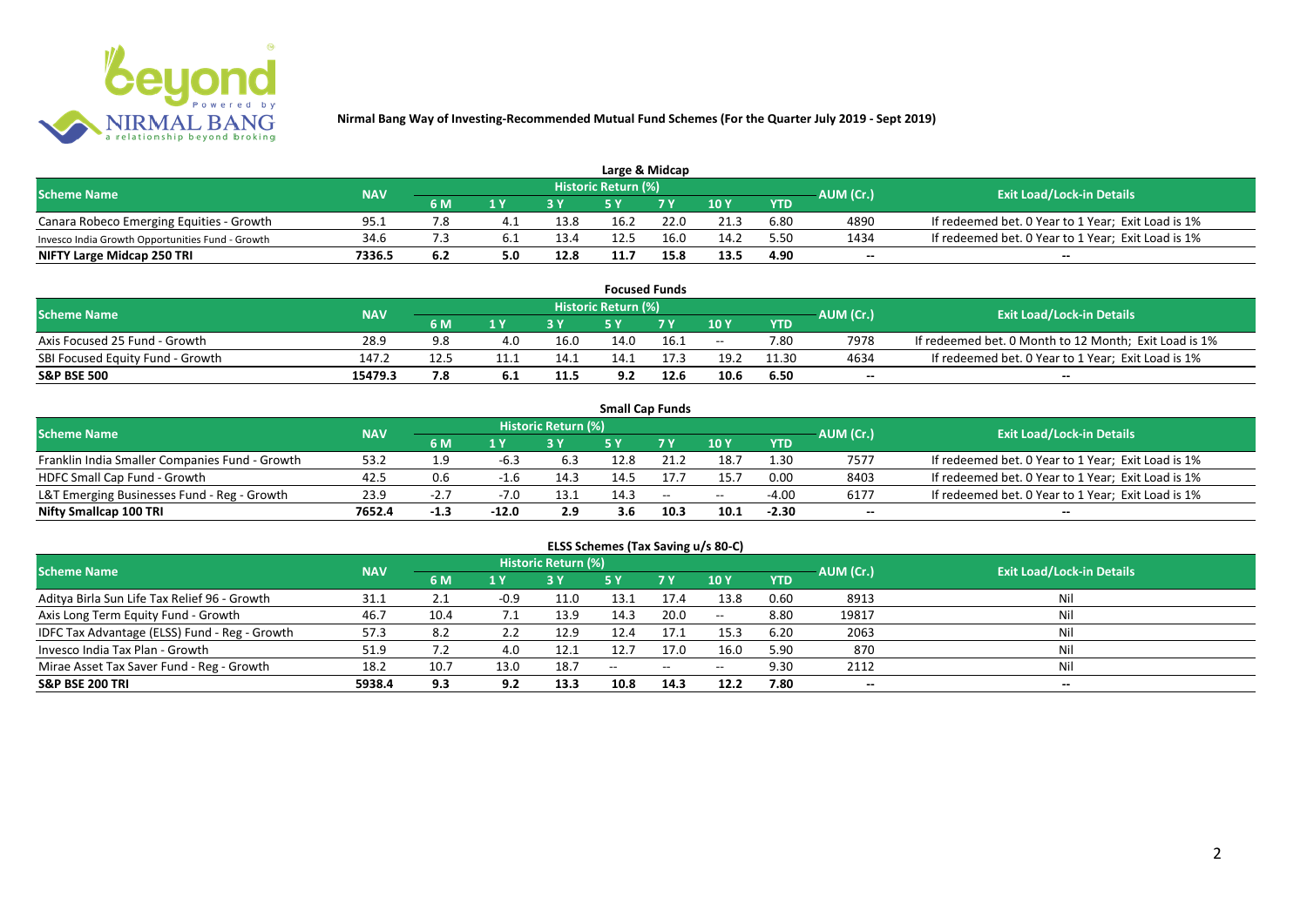**Nirmal Bang Way of Investing-Recommended Mutual Fund Schemes (For the Quarter July 2019 - Sept 2019)**

## Large & Midcap

| Scheme Name | NAV | Historic Return (%) | | | | | | | AUM (Cr.) | Exit Load/Lock-in Details |
|---|---|---|---|---|---|---|---|---|---|---|
| | | 6 M | 1 Y | 3 Y | 5 Y | 7 Y | 10 Y | YTD | | |
| Canara Robeco Emerging Equities - Growth | 95.1 | 7.8 | 4.1 | 13.8 | 16.2 | 22.0 | 21.3 | 6.80 | 4890 | If redeemed bet. 0 Year to 1 Year; Exit Load is 1% |
| Invesco India Growth Opportunities Fund - Growth | 34.6 | 7.3 | 6.1 | 13.4 | 12.5 | 16.0 | 14.2 | 5.50 | 1434 | If redeemed bet. 0 Year to 1 Year; Exit Load is 1% |
| **NIFTY Large Midcap 250 TRI** | **7336.5** | **6.2** | **5.0** | **12.8** | **11.7** | **15.8** | **13.5** | **4.90** | **--** | **--** |

## Focused Funds

| Scheme Name | NAV | Historic Return (%) | | | | | | | AUM (Cr.) | Exit Load/Lock-in Details |
|---|---|---|---|---|---|---|---|---|---|---|
| | | 6 M | 1 Y | 3 Y | 5 Y | 7 Y | 10 Y | YTD | | |
| Axis Focused 25 Fund - Growth | 28.9 | 9.8 | 4.0 | 16.0 | 14.0 | 16.1 | -- | 7.80 | 7978 | If redeemed bet. 0 Month to 12 Month; Exit Load is 1% |
| SBI Focused Equity Fund - Growth | 147.2 | 12.5 | 11.1 | 14.1 | 14.1 | 17.3 | 19.2 | 11.30 | 4634 | If redeemed bet. 0 Year to 1 Year; Exit Load is 1% |
| **S&P BSE 500** | **15479.3** | **7.8** | **6.1** | **11.5** | **9.2** | **12.6** | **10.6** | **6.50** | **--** | **--** |

## Small Cap Funds

| Scheme Name | NAV | Historic Return (%) | | | | | | | AUM (Cr.) | Exit Load/Lock-in Details |
|---|---|---|---|---|---|---|---|---|---|---|
| | | 6 M | 1 Y | 3 Y | 5 Y | 7 Y | 10 Y | YTD | | |
| Franklin India Smaller Companies Fund - Growth | 53.2 | 1.9 | -6.3 | 6.3 | 12.8 | 21.2 | 18.7 | 1.30 | 7577 | If redeemed bet. 0 Year to 1 Year; Exit Load is 1% |
| HDFC Small Cap Fund - Growth | 42.5 | 0.6 | -1.6 | 14.3 | 14.5 | 17.7 | 15.7 | 0.00 | 8403 | If redeemed bet. 0 Year to 1 Year; Exit Load is 1% |
| L&T Emerging Businesses Fund - Reg - Growth | 23.9 | -2.7 | -7.0 | 13.1 | 14.3 | -- | -- | -4.00 | 6177 | If redeemed bet. 0 Year to 1 Year; Exit Load is 1% |
| **Nifty Smallcap 100 TRI** | **7652.4** | **-1.3** | **-12.0** | **2.9** | **3.6** | **10.3** | **10.1** | **-2.30** | **--** | **--** |

## ELSS Schemes (Tax Saving u/s 80-C)

| Scheme Name | NAV | Historic Return (%) | | | | | | | AUM (Cr.) | Exit Load/Lock-in Details |
|---|---|---|---|---|---|---|---|---|---|---|
| | | 6 M | 1 Y | 3 Y | 5 Y | 7 Y | 10 Y | YTD | | |
| Aditya Birla Sun Life Tax Relief 96 - Growth | 31.1 | 2.1 | -0.9 | 11.0 | 13.1 | 17.4 | 13.8 | 0.60 | 8913 | Nil |
| Axis Long Term Equity Fund - Growth | 46.7 | 10.4 | 7.1 | 13.9 | 14.3 | 20.0 | -- | 8.80 | 19817 | Nil |
| IDFC Tax Advantage (ELSS) Fund - Reg - Growth | 57.3 | 8.2 | 2.2 | 12.9 | 12.4 | 17.1 | 15.3 | 6.20 | 2063 | Nil |
| Invesco India Tax Plan - Growth | 51.9 | 7.2 | 4.0 | 12.1 | 12.7 | 17.0 | 16.0 | 5.90 | 870 | Nil |
| Mirae Asset Tax Saver Fund - Reg - Growth | 18.2 | 10.7 | 13.0 | 18.7 | -- | -- | -- | 9.30 | 2112 | Nil |
| **S&P BSE 200 TRI** | **5938.4** | **9.3** | **9.2** | **13.3** | **10.8** | **14.3** | **12.2** | **7.80** | **--** | **--** |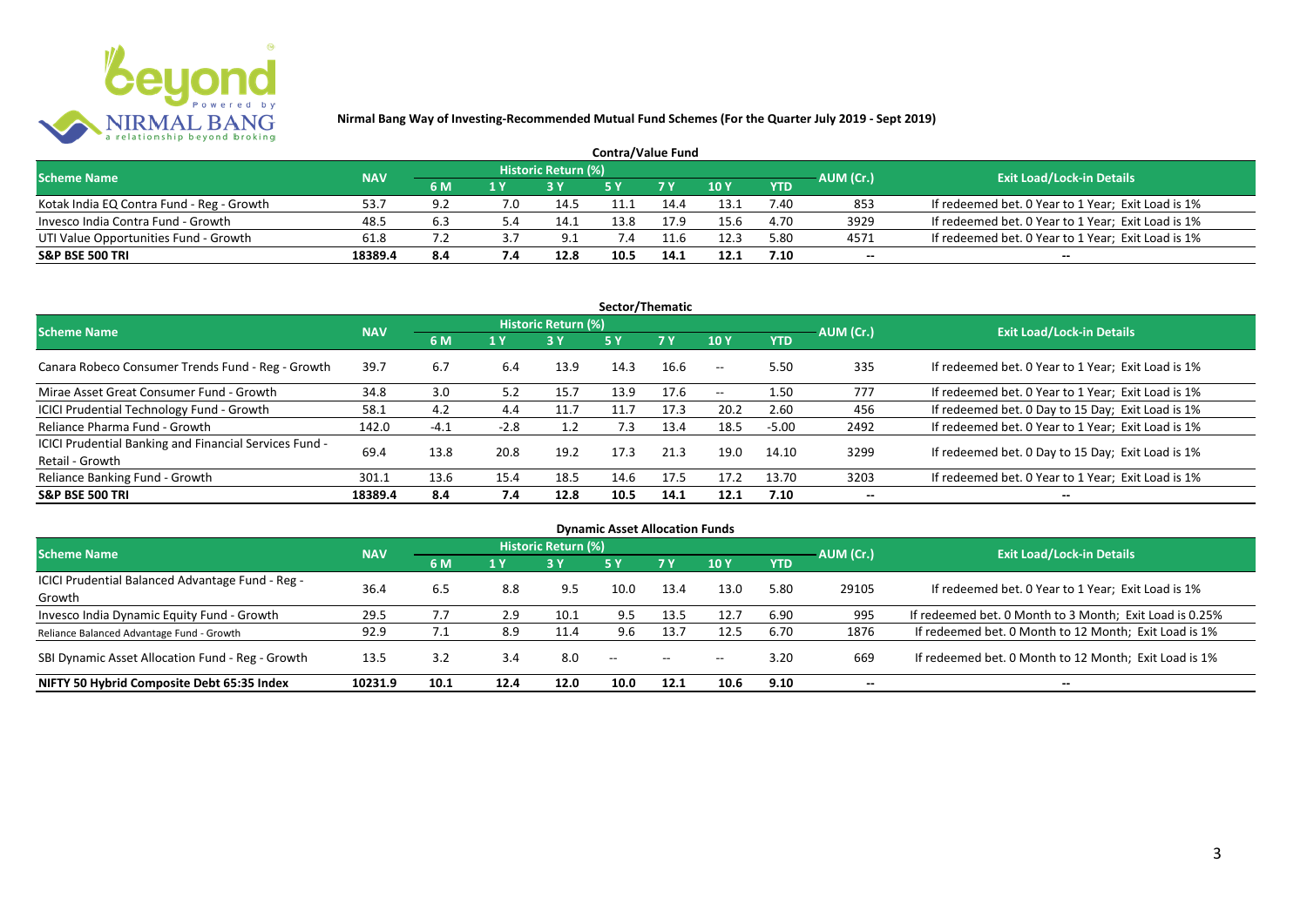**Nirmal Bang Way of Investing-Recommended Mutual Fund Schemes (For the Quarter July 2019 - Sept 2019)**

## Contra/Value Fund

| Scheme Name | NAV | Historic Return (%) | | | | | | | AUM (Cr.) | Exit Load/Lock-in Details |
|---|---|---|---|---|---|---|---|---|---|---|
| | | 6 M | 1 Y | 3 Y | 5 Y | 7 Y | 10 Y | YTD | | |
| Kotak India EQ Contra Fund - Reg - Growth | 53.7 | 9.2 | 7.0 | 14.5 | 11.1 | 14.4 | 13.1 | 7.40 | 853 | If redeemed bet. 0 Year to 1 Year; Exit Load is 1% |
| Invesco India Contra Fund - Growth | 48.5 | 6.3 | 5.4 | 14.1 | 13.8 | 17.9 | 15.6 | 4.70 | 3929 | If redeemed bet. 0 Year to 1 Year; Exit Load is 1% |
| UTI Value Opportunities Fund - Growth | 61.8 | 7.2 | 3.7 | 9.1 | 7.4 | 11.6 | 12.3 | 5.80 | 4571 | If redeemed bet. 0 Year to 1 Year; Exit Load is 1% |
| **S&P BSE 500 TRI** | **18389.4** | **8.4** | **7.4** | **12.8** | **10.5** | **14.1** | **12.1** | **7.10** | -- | -- |

## Sector/Thematic

| Scheme Name | NAV | Historic Return (%) | | | | | | | AUM (Cr.) | Exit Load/Lock-in Details |
|---|---|---|---|---|---|---|---|---|---|---|
| | | 6 M | 1 Y | 3 Y | 5 Y | 7 Y | 10 Y | YTD | | |
| Canara Robeco Consumer Trends Fund - Reg - Growth | 39.7 | 6.7 | 6.4 | 13.9 | 14.3 | 16.6 | -- | 5.50 | 335 | If redeemed bet. 0 Year to 1 Year; Exit Load is 1% |
| Mirae Asset Great Consumer Fund - Growth | 34.8 | 3.0 | 5.2 | 15.7 | 13.9 | 17.6 | -- | 1.50 | 777 | If redeemed bet. 0 Year to 1 Year; Exit Load is 1% |
| ICICI Prudential Technology Fund - Growth | 58.1 | 4.2 | 4.4 | 11.7 | 11.7 | 17.3 | 20.2 | 2.60 | 456 | If redeemed bet. 0 Day to 15 Day; Exit Load is 1% |
| Reliance Pharma Fund - Growth | 142.0 | -4.1 | -2.8 | 1.2 | 7.3 | 13.4 | 18.5 | -5.00 | 2492 | If redeemed bet. 0 Year to 1 Year; Exit Load is 1% |
| ICICI Prudential Banking and Financial Services Fund - Retail - Growth | 69.4 | 13.8 | 20.8 | 19.2 | 17.3 | 21.3 | 19.0 | 14.10 | 3299 | If redeemed bet. 0 Day to 15 Day; Exit Load is 1% |
| Reliance Banking Fund - Growth | 301.1 | 13.6 | 15.4 | 18.5 | 14.6 | 17.5 | 17.2 | 13.70 | 3203 | If redeemed bet. 0 Year to 1 Year; Exit Load is 1% |
| **S&P BSE 500 TRI** | **18389.4** | **8.4** | **7.4** | **12.8** | **10.5** | **14.1** | **12.1** | **7.10** | -- | -- |

## Dynamic Asset Allocation Funds

| Scheme Name | NAV | Historic Return (%) | | | | | | | AUM (Cr.) | Exit Load/Lock-in Details |
|---|---|---|---|---|---|---|---|---|---|---|
| | | 6 M | 1 Y | 3 Y | 5 Y | 7 Y | 10 Y | YTD | | |
| ICICI Prudential Balanced Advantage Fund - Reg - Growth | 36.4 | 6.5 | 8.8 | 9.5 | 10.0 | 13.4 | 13.0 | 5.80 | 29105 | If redeemed bet. 0 Year to 1 Year; Exit Load is 1% |
| Invesco India Dynamic Equity Fund - Growth | 29.5 | 7.7 | 2.9 | 10.1 | 9.5 | 13.5 | 12.7 | 6.90 | 995 | If redeemed bet. 0 Month to 3 Month; Exit Load is 0.25% |
| Reliance Balanced Advantage Fund - Growth | 92.9 | 7.1 | 8.9 | 11.4 | 9.6 | 13.7 | 12.5 | 6.70 | 1876 | If redeemed bet. 0 Month to 12 Month; Exit Load is 1% |
| SBI Dynamic Asset Allocation Fund - Reg - Growth | 13.5 | 3.2 | 3.4 | 8.0 | -- | -- | -- | 3.20 | 669 | If redeemed bet. 0 Month to 12 Month; Exit Load is 1% |
| **NIFTY 50 Hybrid Composite Debt 65:35 Index** | **10231.9** | **10.1** | **12.4** | **12.0** | **10.0** | **12.1** | **10.6** | **9.10** | -- | -- |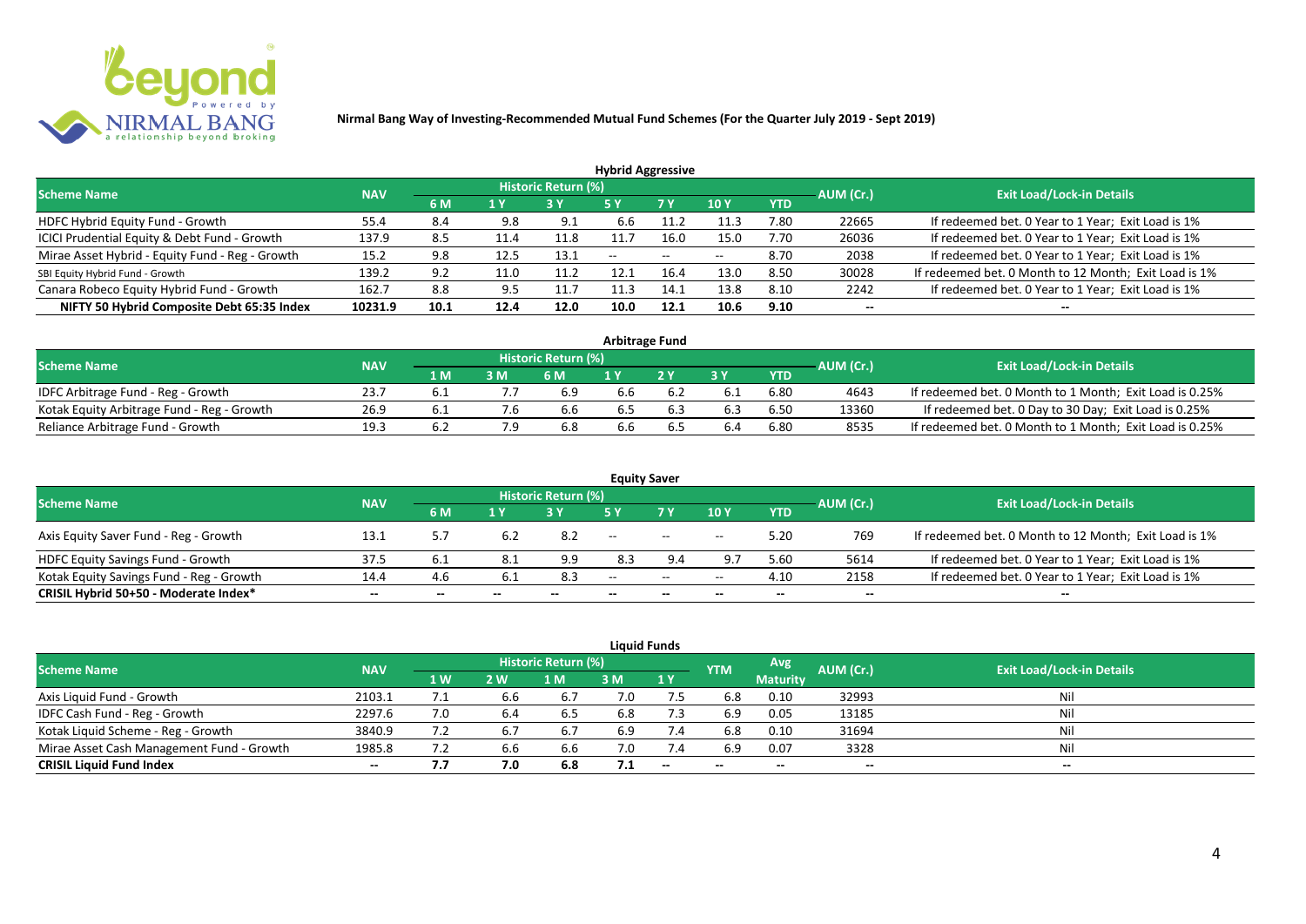**Nirmal Bang Way of Investing-Recommended Mutual Fund Schemes (For the Quarter July 2019 - Sept 2019)**

### Hybrid Aggressive

| Scheme Name | NAV | Historic Return (%) | | | | | | | AUM (Cr.) | Exit Load/Lock-in Details |
|---|---|---|---|---|---|---|---|---|---|---|
| | | 6 M | 1 Y | 3 Y | 5 Y | 7 Y | 10 Y | YTD | | |
| HDFC Hybrid Equity Fund - Growth | 55.4 | 8.4 | 9.8 | 9.1 | 6.6 | 11.2 | 11.3 | 7.80 | 22665 | If redeemed bet. 0 Year to 1 Year; Exit Load is 1% |
| ICICI Prudential Equity & Debt Fund - Growth | 137.9 | 8.5 | 11.4 | 11.8 | 11.7 | 16.0 | 15.0 | 7.70 | 26036 | If redeemed bet. 0 Year to 1 Year; Exit Load is 1% |
| Mirae Asset Hybrid - Equity Fund - Reg - Growth | 15.2 | 9.8 | 12.5 | 13.1 | -- | -- | -- | 8.70 | 2038 | If redeemed bet. 0 Year to 1 Year; Exit Load is 1% |
| SBI Equity Hybrid Fund - Growth | 139.2 | 9.2 | 11.0 | 11.2 | 12.1 | 16.4 | 13.0 | 8.50 | 30028 | If redeemed bet. 0 Month to 12 Month; Exit Load is 1% |
| Canara Robeco Equity Hybrid Fund - Growth | 162.7 | 8.8 | 9.5 | 11.7 | 11.3 | 14.1 | 13.8 | 8.10 | 2242 | If redeemed bet. 0 Year to 1 Year; Exit Load is 1% |
| **NIFTY 50 Hybrid Composite Debt 65:35 Index** | **10231.9** | **10.1** | **12.4** | **12.0** | **10.0** | **12.1** | **10.6** | **9.10** | **--** | **--** |

### Arbitrage Fund

| Scheme Name | NAV | Historic Return (%) | | | | | | | AUM (Cr.) | Exit Load/Lock-in Details |
|---|---|---|---|---|---|---|---|---|---|---|
| | | 1 M | 3 M | 6 M | 1 Y | 2 Y | 3 Y | YTD | | |
| IDFC Arbitrage Fund - Reg - Growth | 23.7 | 6.1 | 7.7 | 6.9 | 6.6 | 6.2 | 6.1 | 6.80 | 4643 | If redeemed bet. 0 Month to 1 Month; Exit Load is 0.25% |
| Kotak Equity Arbitrage Fund - Reg - Growth | 26.9 | 6.1 | 7.6 | 6.6 | 6.5 | 6.3 | 6.3 | 6.50 | 13360 | If redeemed bet. 0 Day to 30 Day; Exit Load is 0.25% |
| Reliance Arbitrage Fund - Growth | 19.3 | 6.2 | 7.9 | 6.8 | 6.6 | 6.5 | 6.4 | 6.80 | 8535 | If redeemed bet. 0 Month to 1 Month; Exit Load is 0.25% |

### Equity Saver

| Scheme Name | NAV | Historic Return (%) | | | | | | | AUM (Cr.) | Exit Load/Lock-in Details |
|---|---|---|---|---|---|---|---|---|---|---|
| | | 6 M | 1 Y | 3 Y | 5 Y | 7 Y | 10 Y | YTD | | |
| Axis Equity Saver Fund - Reg - Growth | 13.1 | 5.7 | 6.2 | 8.2 | -- | -- | -- | 5.20 | 769 | If redeemed bet. 0 Month to 12 Month; Exit Load is 1% |
| HDFC Equity Savings Fund - Growth | 37.5 | 6.1 | 8.1 | 9.9 | 8.3 | 9.4 | 9.7 | 5.60 | 5614 | If redeemed bet. 0 Year to 1 Year; Exit Load is 1% |
| Kotak Equity Savings Fund - Reg - Growth | 14.4 | 4.6 | 6.1 | 8.3 | -- | -- | -- | 4.10 | 2158 | If redeemed bet. 0 Year to 1 Year; Exit Load is 1% |
| **CRISIL Hybrid 50+50 - Moderate Index*** | **--** | **--** | **--** | **--** | **--** | **--** | **--** | **--** | **--** | **--** |

### Liquid Funds

| Scheme Name | NAV | Historic Return (%) | | | | | YTM | Avg Maturity | AUM (Cr.) | Exit Load/Lock-in Details |
|---|---|---|---|---|---|---|---|---|---|---|
| | | 1 W | 2 W | 1 M | 3 M | 1 Y | | | | |
| Axis Liquid Fund - Growth | 2103.1 | 7.1 | 6.6 | 6.7 | 7.0 | 7.5 | 6.8 | 0.10 | 32993 | Nil |
| IDFC Cash Fund - Reg - Growth | 2297.6 | 7.0 | 6.4 | 6.5 | 6.8 | 7.3 | 6.9 | 0.05 | 13185 | Nil |
| Kotak Liquid Scheme - Reg - Growth | 3840.9 | 7.2 | 6.7 | 6.7 | 6.9 | 7.4 | 6.8 | 0.10 | 31694 | Nil |
| Mirae Asset Cash Management Fund - Growth | 1985.8 | 7.2 | 6.6 | 6.6 | 7.0 | 7.4 | 6.9 | 0.07 | 3328 | Nil |
| **CRISIL Liquid Fund Index** | **--** | **7.7** | **7.0** | **6.8** | **7.1** | **--** | **--** | **--** | **--** | **--** |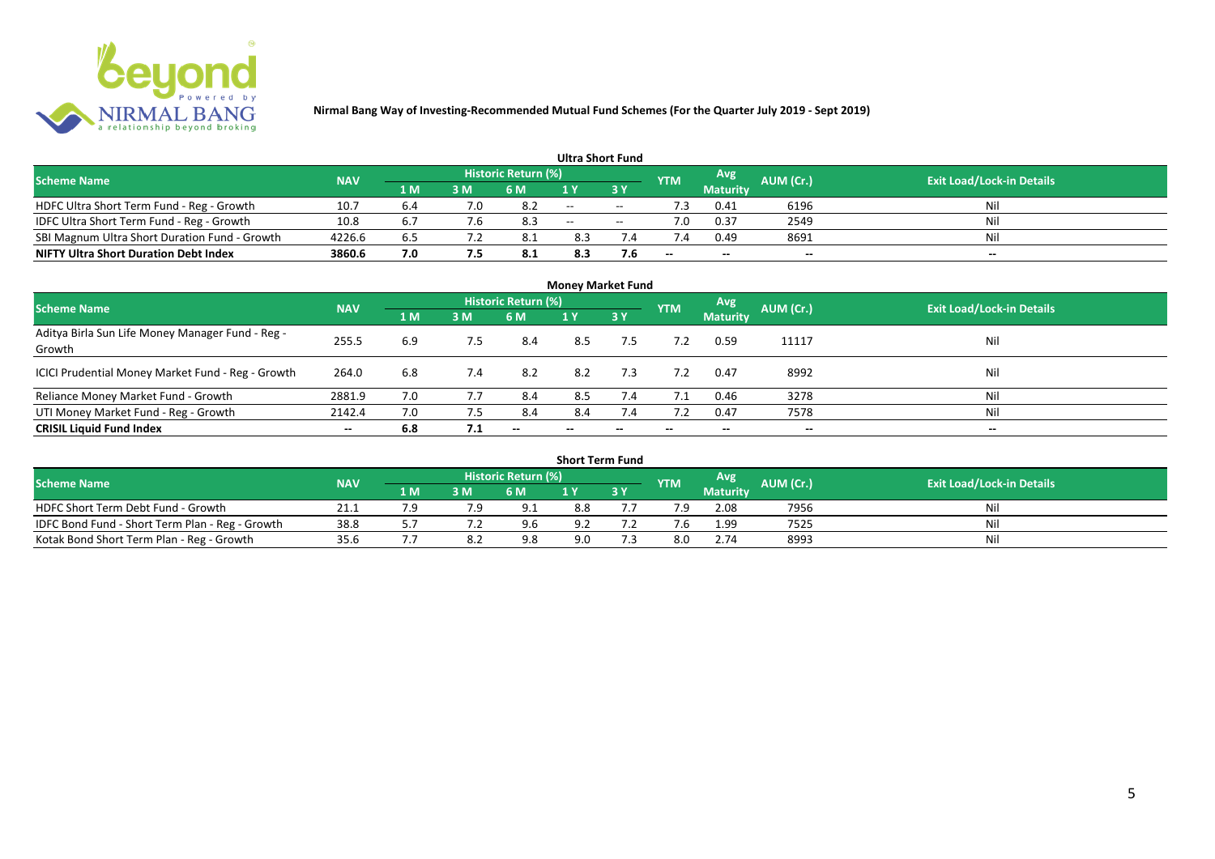**Nirmal Bang Way of Investing-Recommended Mutual Fund Schemes (For the Quarter July 2019 - Sept 2019)**

## Ultra Short Fund

| Scheme Name | NAV | Historic Return (%) | | | | | YTM | Avg Maturity | AUM (Cr.) | Exit Load/Lock-in Details |
|---|---|---|---|---|---|---|---|---|---|---|
| | | 1 M | 3 M | 6 M | 1 Y | 3 Y | | | | |
| HDFC Ultra Short Term Fund - Reg - Growth | 10.7 | 6.4 | 7.0 | 8.2 | -- | -- | 7.3 | 0.41 | 6196 | Nil |
| IDFC Ultra Short Term Fund - Reg - Growth | 10.8 | 6.7 | 7.6 | 8.3 | -- | -- | 7.0 | 0.37 | 2549 | Nil |
| SBI Magnum Ultra Short Duration Fund - Growth | 4226.6 | 6.5 | 7.2 | 8.1 | 8.3 | 7.4 | 7.4 | 0.49 | 8691 | Nil |
| **NIFTY Ultra Short Duration Debt Index** | **3860.6** | **7.0** | **7.5** | **8.1** | **8.3** | **7.6** | -- | -- | -- | -- |

## Money Market Fund

| Scheme Name | NAV | Historic Return (%) | | | | | YTM | Avg Maturity | AUM (Cr.) | Exit Load/Lock-in Details |
|---|---|---|---|---|---|---|---|---|---|---|
| | | 1 M | 3 M | 6 M | 1 Y | 3 Y | | | | |
| Aditya Birla Sun Life Money Manager Fund - Reg - Growth | 255.5 | 6.9 | 7.5 | 8.4 | 8.5 | 7.5 | 7.2 | 0.59 | 11117 | Nil |
| ICICI Prudential Money Market Fund - Reg - Growth | 264.0 | 6.8 | 7.4 | 8.2 | 8.2 | 7.3 | 7.2 | 0.47 | 8992 | Nil |
| Reliance Money Market Fund - Growth | 2881.9 | 7.0 | 7.7 | 8.4 | 8.5 | 7.4 | 7.1 | 0.46 | 3278 | Nil |
| UTI Money Market Fund - Reg - Growth | 2142.4 | 7.0 | 7.5 | 8.4 | 8.4 | 7.4 | 7.2 | 0.47 | 7578 | Nil |
| **CRISIL Liquid Fund Index** | -- | **6.8** | **7.1** | -- | -- | -- | -- | -- | -- | -- |

## Short Term Fund

| Scheme Name | NAV | Historic Return (%) | | | | | YTM | Avg Maturity | AUM (Cr.) | Exit Load/Lock-in Details |
|---|---|---|---|---|---|---|---|---|---|---|
| | | 1 M | 3 M | 6 M | 1 Y | 3 Y | | | | |
| HDFC Short Term Debt Fund - Growth | 21.1 | 7.9 | 7.9 | 9.1 | 8.8 | 7.7 | 7.9 | 2.08 | 7956 | Nil |
| IDFC Bond Fund - Short Term Plan - Reg - Growth | 38.8 | 5.7 | 7.2 | 9.6 | 9.2 | 7.2 | 7.6 | 1.99 | 7525 | Nil |
| Kotak Bond Short Term Plan - Reg - Growth | 35.6 | 7.7 | 8.2 | 9.8 | 9.0 | 7.3 | 8.0 | 2.74 | 8993 | Nil |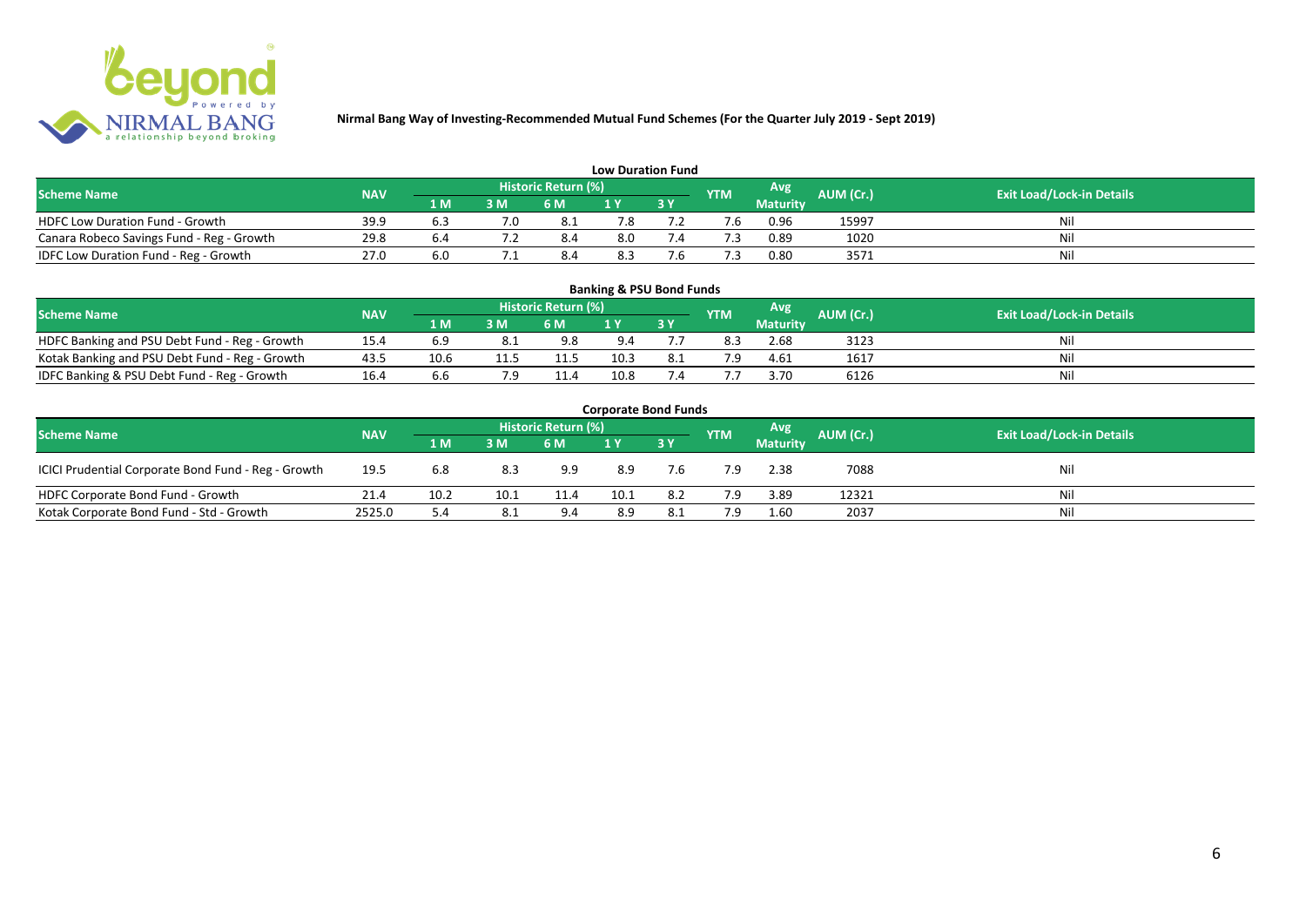Nirmal Bang Way of Investing-Recommended Mutual Fund Schemes (For the Quarter July 2019 - Sept 2019)

## Low Duration Fund

| Scheme Name | NAV | Historic Return (%) | | | | | YTM | Avg Maturity | AUM (Cr.) | Exit Load/Lock-in Details |
|---|---|---|---|---|---|---|---|---|---|---|
| | | 1 M | 3 M | 6 M | 1 Y | 3 Y | | | | |
| HDFC Low Duration Fund - Growth | 39.9 | 6.3 | 7.0 | 8.1 | 7.8 | 7.2 | 7.6 | 0.96 | 15997 | Nil |
| Canara Robeco Savings Fund - Reg - Growth | 29.8 | 6.4 | 7.2 | 8.4 | 8.0 | 7.4 | 7.3 | 0.89 | 1020 | Nil |
| IDFC Low Duration Fund - Reg - Growth | 27.0 | 6.0 | 7.1 | 8.4 | 8.3 | 7.6 | 7.3 | 0.80 | 3571 | Nil |

## Banking & PSU Bond Funds

| Scheme Name | NAV | Historic Return (%) | | | | | YTM | Avg Maturity | AUM (Cr.) | Exit Load/Lock-in Details |
|---|---|---|---|---|---|---|---|---|---|---|
| | | 1 M | 3 M | 6 M | 1 Y | 3 Y | | | | |
| HDFC Banking and PSU Debt Fund - Reg - Growth | 15.4 | 6.9 | 8.1 | 9.8 | 9.4 | 7.7 | 8.3 | 2.68 | 3123 | Nil |
| Kotak Banking and PSU Debt Fund - Reg - Growth | 43.5 | 10.6 | 11.5 | 11.5 | 10.3 | 8.1 | 7.9 | 4.61 | 1617 | Nil |
| IDFC Banking & PSU Debt Fund - Reg - Growth | 16.4 | 6.6 | 7.9 | 11.4 | 10.8 | 7.4 | 7.7 | 3.70 | 6126 | Nil |

## Corporate Bond Funds

| Scheme Name | NAV | Historic Return (%) | | | | | YTM | Avg Maturity | AUM (Cr.) | Exit Load/Lock-in Details |
|---|---|---|---|---|---|---|---|---|---|---|
| | | 1 M | 3 M | 6 M | 1 Y | 3 Y | | | | |
| ICICI Prudential Corporate Bond Fund - Reg - Growth | 19.5 | 6.8 | 8.3 | 9.9 | 8.9 | 7.6 | 7.9 | 2.38 | 7088 | Nil |
| HDFC Corporate Bond Fund - Growth | 21.4 | 10.2 | 10.1 | 11.4 | 10.1 | 8.2 | 7.9 | 3.89 | 12321 | Nil |
| Kotak Corporate Bond Fund - Std - Growth | 2525.0 | 5.4 | 8.1 | 9.4 | 8.9 | 8.1 | 7.9 | 1.60 | 2037 | Nil |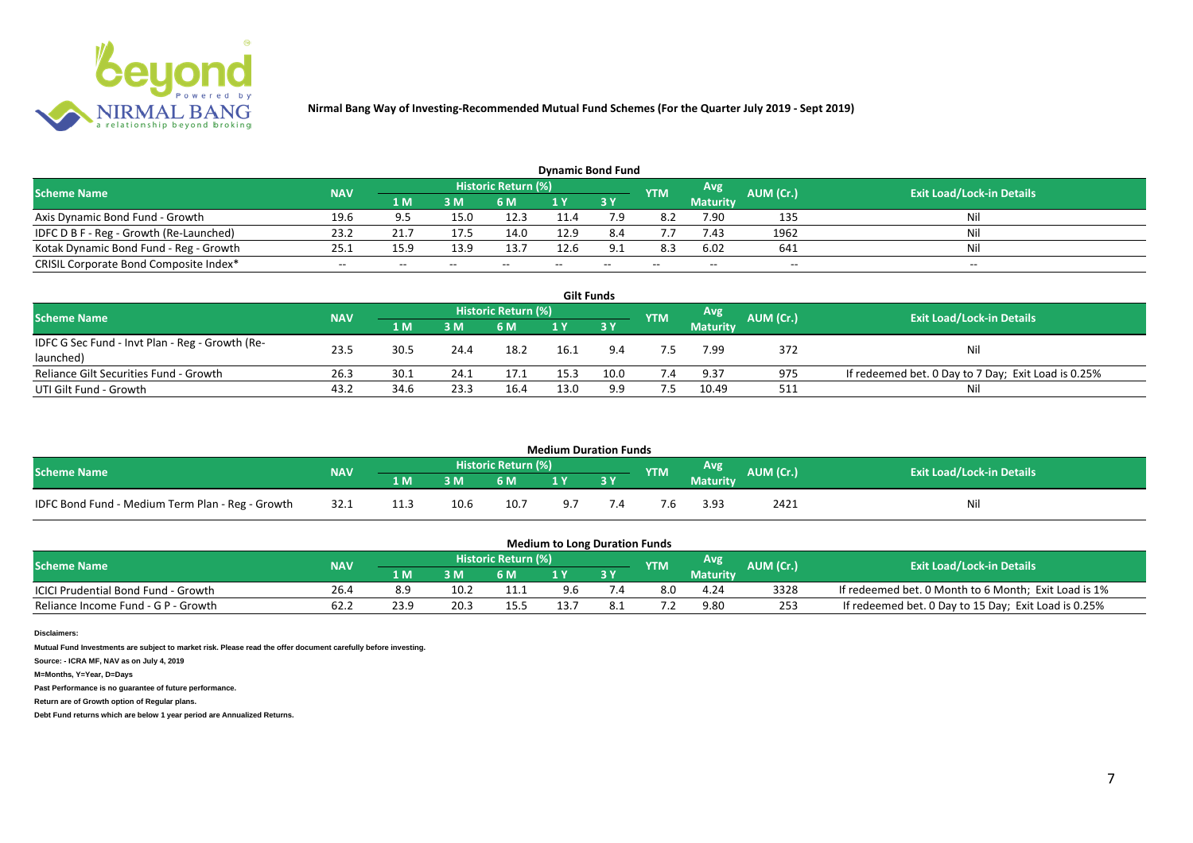**Nirmal Bang Way of Investing-Recommended Mutual Fund Schemes (For the Quarter July 2019 - Sept 2019)**

## Dynamic Bond Fund

| Scheme Name | NAV | Historic Return (%) | | | | | YTM | Avg Maturity | AUM (Cr.) | Exit Load/Lock-in Details |
|---|---|---|---|---|---|---|---|---|---|---|
| | | 1 M | 3 M | 6 M | 1 Y | 3 Y | | | | |
| Axis Dynamic Bond Fund - Growth | 19.6 | 9.5 | 15.0 | 12.3 | 11.4 | 7.9 | 8.2 | 7.90 | 135 | Nil |
| IDFC D B F - Reg - Growth (Re-Launched) | 23.2 | 21.7 | 17.5 | 14.0 | 12.9 | 8.4 | 7.7 | 7.43 | 1962 | Nil |
| Kotak Dynamic Bond Fund - Reg - Growth | 25.1 | 15.9 | 13.9 | 13.7 | 12.6 | 9.1 | 8.3 | 6.02 | 641 | Nil |
| CRISIL Corporate Bond Composite Index* | -- | -- | -- | -- | -- | -- | -- | -- | -- | -- |

## Gilt Funds

| Scheme Name | NAV | Historic Return (%) | | | | | YTM | Avg Maturity | AUM (Cr.) | Exit Load/Lock-in Details |
|---|---|---|---|---|---|---|---|---|---|---|
| | | 1 M | 3 M | 6 M | 1 Y | 3 Y | | | | |
| IDFC G Sec Fund - Invt Plan - Reg - Growth (Re-launched) | 23.5 | 30.5 | 24.4 | 18.2 | 16.1 | 9.4 | 7.5 | 7.99 | 372 | Nil |
| Reliance Gilt Securities Fund - Growth | 26.3 | 30.1 | 24.1 | 17.1 | 15.3 | 10.0 | 7.4 | 9.37 | 975 | If redeemed bet. 0 Day to 7 Day; Exit Load is 0.25% |
| UTI Gilt Fund - Growth | 43.2 | 34.6 | 23.3 | 16.4 | 13.0 | 9.9 | 7.5 | 10.49 | 511 | Nil |

## Medium Duration Funds

| Scheme Name | NAV | Historic Return (%) | | | | | YTM | Avg Maturity | AUM (Cr.) | Exit Load/Lock-in Details |
|---|---|---|---|---|---|---|---|---|---|---|
| | | 1 M | 3 M | 6 M | 1 Y | 3 Y | | | | |
| IDFC Bond Fund - Medium Term Plan - Reg - Growth | 32.1 | 11.3 | 10.6 | 10.7 | 9.7 | 7.4 | 7.6 | 3.93 | 2421 | Nil |

## Medium to Long Duration Funds

| Scheme Name | NAV | Historic Return (%) | | | | | YTM | Avg Maturity | AUM (Cr.) | Exit Load/Lock-in Details |
|---|---|---|---|---|---|---|---|---|---|---|
| | | 1 M | 3 M | 6 M | 1 Y | 3 Y | | | | |
| ICICI Prudential Bond Fund - Growth | 26.4 | 8.9 | 10.2 | 11.1 | 9.6 | 7.4 | 8.0 | 4.24 | 3328 | If redeemed bet. 0 Month to 6 Month; Exit Load is 1% |
| Reliance Income Fund - G P - Growth | 62.2 | 23.9 | 20.3 | 15.5 | 13.7 | 8.1 | 7.2 | 9.80 | 253 | If redeemed bet. 0 Day to 15 Day; Exit Load is 0.25% |

**Disclaimers:**

**Mutual Fund Investments are subject to market risk. Please read the offer document carefully before investing.**

**Source: - ICRA MF, NAV as on July 4, 2019**

**M=Months, Y=Year, D=Days**

**Past Performance is no guarantee of future performance.**

**Return are of Growth option of Regular plans.**

**Debt Fund returns which are below 1 year period are Annualized Returns.**